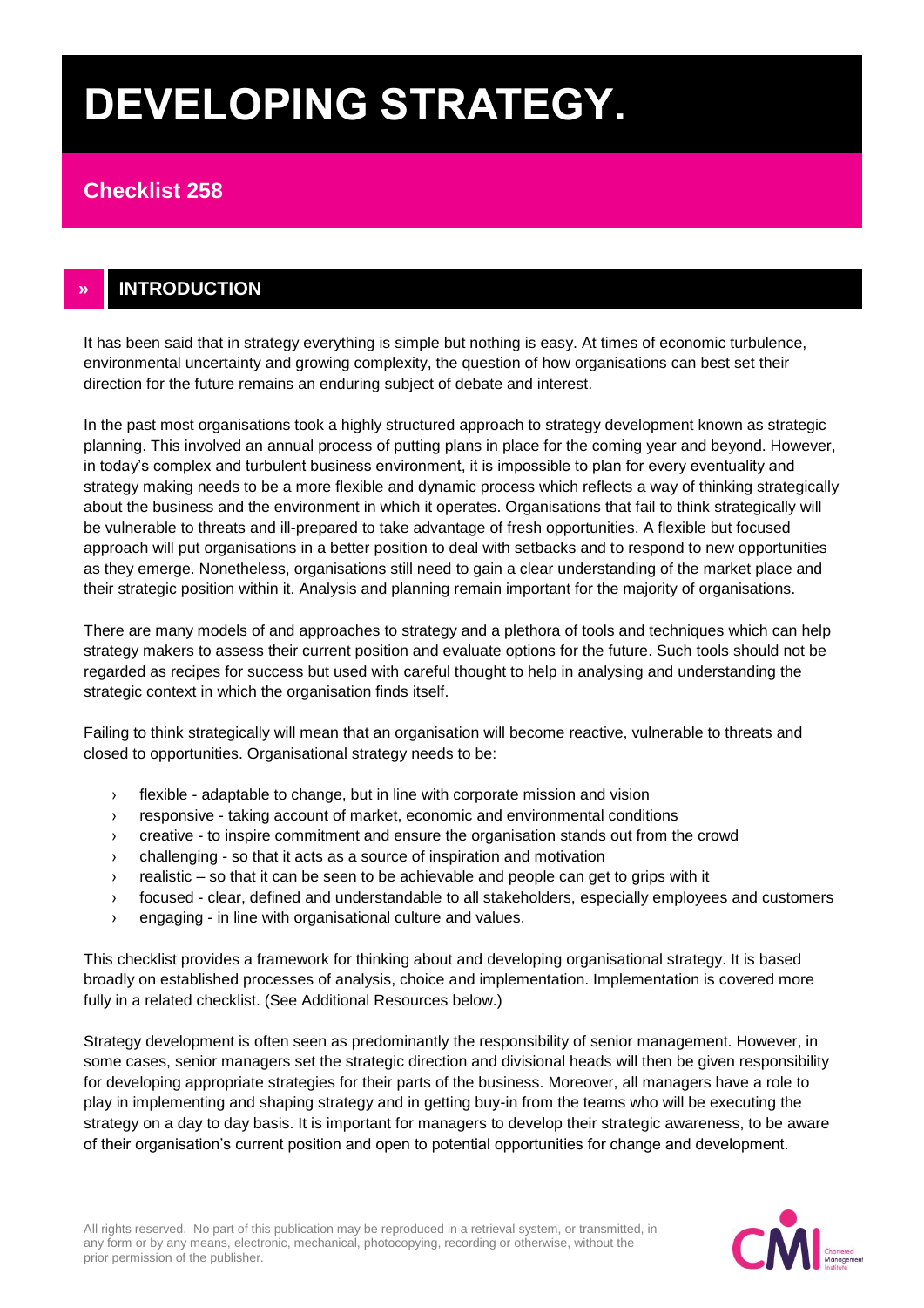# DEVELOPING STRATEGY.

## Checklist 258

## » INTRODUCTION

It has been said that in strategy everything is simple but nothing is easy. At times of economic turbulence, environmental uncertainty and growing complexity, the question of how organisations can best set their direction for the future remains an enduring subject of debate and interest.

In the past most organisations took a highly structured approach to strategy development known as strategic planning. This involved an annual process of putting plans in place for the coming year and beyond. However, in today's complex and turbulent business environment, it is impossible to plan for every eventuality and strategy making needs to be a more flexible and dynamic process which reflects a way of thinking strategically about the business and the environment in which it operates. Organisations that fail to think strategically will be vulnerable to threats and ill-prepared to take advantage of fresh opportunities. A flexible but focused approach will put organisations in a better position to deal with setbacks and to respond to new opportunities as they emerge. Nonetheless, organisations still need to gain a clear understanding of the market place and their strategic position within it. Analysis and planning remain important for the majority of organisations.

There are many models of and approaches to strategy and a plethora of tools and techniques which can help strategy makers to assess their current position and evaluate options for the future. Such tools should not be regarded as recipes for success but used with careful thought to help in analysing and understanding the strategic context in which the organisation finds itself.

Failing to think strategically will mean that an organisation will become reactive, vulnerable to threats and closed to opportunities. Organisational strategy needs to be:

- flexible - adaptable to change, but in line with corporate mission and vision
- responsive - taking account of market, economic and environmental conditions
- creative - to inspire commitment and ensure the organisation stands out from the crowd
- challenging - so that it acts as a source of inspiration and motivation
- realistic – so that it can be seen to be achievable and people can get to grips with it
- focused - clear, defined and understandable to all stakeholders, especially employees and customers
- engaging - in line with organisational culture and values.

This checklist provides a framework for thinking about and developing organisational strategy. It is based broadly on established processes of analysis, choice and implementation. Implementation is covered more fully in a related checklist. (See Additional Resources below.)

Strategy development is often seen as predominantly the responsibility of senior management. However, in some cases, senior managers set the strategic direction and divisional heads will then be given responsibility for developing appropriate strategies for their parts of the business. Moreover, all managers have a role to play in implementing and shaping strategy and in getting buy-in from the teams who will be executing the strategy on a day to day basis. It is important for managers to develop their strategic awareness, to be aware of their organisation's current position and open to potential opportunities for change and development.

All rights reserved. No part of this publication may be reproduced in a retrieval system, or transmitted, in any form or by any means, electronic, mechanical, photocopying, recording or otherwise, without the prior permission of the publisher.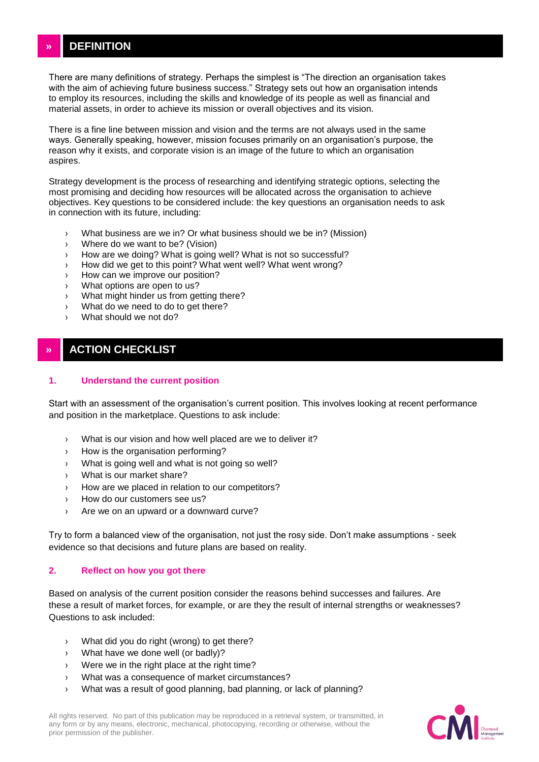## » DEFINITION

There are many definitions of strategy. Perhaps the simplest is "The direction an organisation takes with the aim of achieving future business success." Strategy sets out how an organisation intends to employ its resources, including the skills and knowledge of its people as well as financial and material assets, in order to achieve its mission or overall objectives and its vision.

There is a fine line between mission and vision and the terms are not always used in the same ways. Generally speaking, however, mission focuses primarily on an organisation's purpose, the reason why it exists, and corporate vision is an image of the future to which an organisation aspires.

Strategy development is the process of researching and identifying strategic options, selecting the most promising and deciding how resources will be allocated across the organisation to achieve objectives. Key questions to be considered include: the key questions an organisation needs to ask in connection with its future, including:

- What business are we in? Or what business should we be in? (Mission)
- Where do we want to be? (Vision)
- How are we doing? What is going well? What is not so successful?
- How did we get to this point? What went well? What went wrong?
- How can we improve our position?
- What options are open to us?
- What might hinder us from getting there?
- What do we need to do to get there?
- What should we not do?

## » ACTION CHECKLIST

### 1. Understand the current position

Start with an assessment of the organisation's current position. This involves looking at recent performance and position in the marketplace. Questions to ask include:

- What is our vision and how well placed are we to deliver it?
- How is the organisation performing?
- What is going well and what is not going so well?
- What is our market share?
- How are we placed in relation to our competitors?
- How do our customers see us?
- Are we on an upward or a downward curve?

Try to form a balanced view of the organisation, not just the rosy side. Don't make assumptions - seek evidence so that decisions and future plans are based on reality.

### 2. Reflect on how you got there

Based on analysis of the current position consider the reasons behind successes and failures. Are these a result of market forces, for example, or are they the result of internal strengths or weaknesses? Questions to ask included:

- What did you do right (wrong) to get there?
- What have we done well (or badly)?
- Were we in the right place at the right time?
- What was a consequence of market circumstances?
- What was a result of good planning, bad planning, or lack of planning?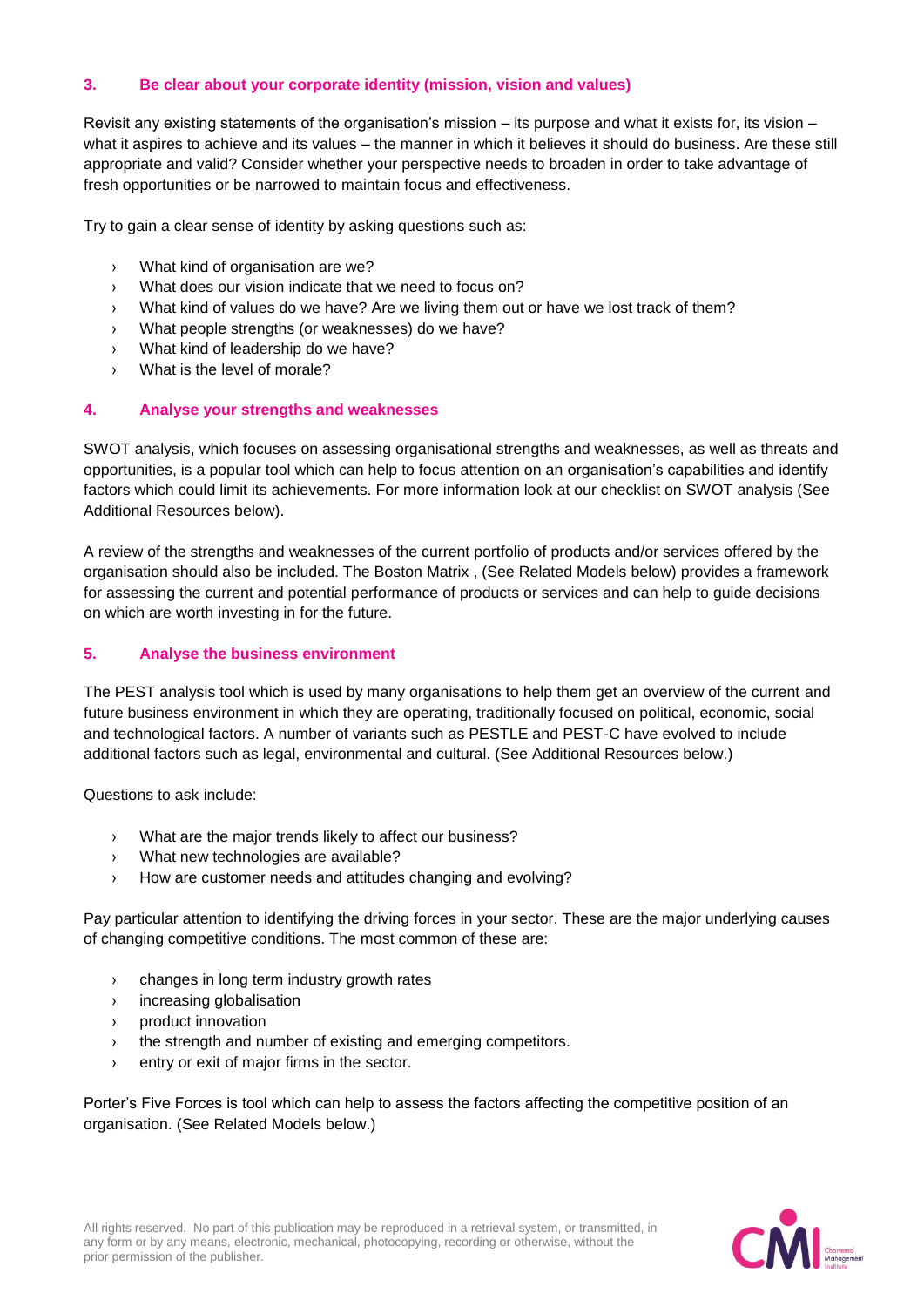### 3. Be clear about your corporate identity (mission, vision and values)

Revisit any existing statements of the organisation's mission – its purpose and what it exists for, its vision – what it aspires to achieve and its values – the manner in which it believes it should do business. Are these still appropriate and valid? Consider whether your perspective needs to broaden in order to take advantage of fresh opportunities or be narrowed to maintain focus and effectiveness.

Try to gain a clear sense of identity by asking questions such as:

- What kind of organisation are we?
- What does our vision indicate that we need to focus on?
- What kind of values do we have? Are we living them out or have we lost track of them?
- What people strengths (or weaknesses) do we have?
- What kind of leadership do we have?
- What is the level of morale?

### 4. Analyse your strengths and weaknesses

SWOT analysis, which focuses on assessing organisational strengths and weaknesses, as well as threats and opportunities, is a popular tool which can help to focus attention on an organisation's capabilities and identify factors which could limit its achievements. For more information look at our checklist on SWOT analysis (See Additional Resources below).

A review of the strengths and weaknesses of the current portfolio of products and/or services offered by the organisation should also be included. The Boston Matrix , (See Related Models below) provides a framework for assessing the current and potential performance of products or services and can help to guide decisions on which are worth investing in for the future.

### 5. Analyse the business environment

The PEST analysis tool which is used by many organisations to help them get an overview of the current and future business environment in which they are operating, traditionally focused on political, economic, social and technological factors. A number of variants such as PESTLE and PEST-C have evolved to include additional factors such as legal, environmental and cultural. (See Additional Resources below.)

Questions to ask include:

- What are the major trends likely to affect our business?
- What new technologies are available?
- How are customer needs and attitudes changing and evolving?

Pay particular attention to identifying the driving forces in your sector. These are the major underlying causes of changing competitive conditions. The most common of these are:

- changes in long term industry growth rates
- increasing globalisation
- product innovation
- the strength and number of existing and emerging competitors.
- entry or exit of major firms in the sector.

Porter's Five Forces is tool which can help to assess the factors affecting the competitive position of an organisation. (See Related Models below.)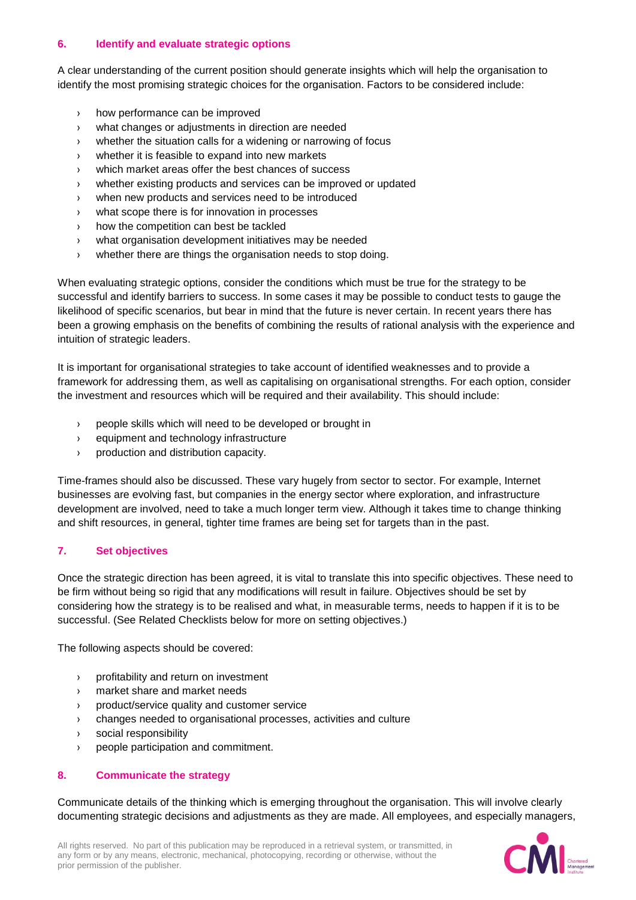## 6. Identify and evaluate strategic options

A clear understanding of the current position should generate insights which will help the organisation to identify the most promising strategic choices for the organisation. Factors to be considered include:

- how performance can be improved
- what changes or adjustments in direction are needed
- whether the situation calls for a widening or narrowing of focus
- whether it is feasible to expand into new markets
- which market areas offer the best chances of success
- whether existing products and services can be improved or updated
- when new products and services need to be introduced
- what scope there is for innovation in processes
- how the competition can best be tackled
- what organisation development initiatives may be needed
- whether there are things the organisation needs to stop doing.

When evaluating strategic options, consider the conditions which must be true for the strategy to be successful and identify barriers to success. In some cases it may be possible to conduct tests to gauge the likelihood of specific scenarios, but bear in mind that the future is never certain. In recent years there has been a growing emphasis on the benefits of combining the results of rational analysis with the experience and intuition of strategic leaders.

It is important for organisational strategies to take account of identified weaknesses and to provide a framework for addressing them, as well as capitalising on organisational strengths. For each option, consider the investment and resources which will be required and their availability. This should include:

- people skills which will need to be developed or brought in
- equipment and technology infrastructure
- production and distribution capacity.

Time-frames should also be discussed. These vary hugely from sector to sector. For example, Internet businesses are evolving fast, but companies in the energy sector where exploration, and infrastructure development are involved, need to take a much longer term view. Although it takes time to change thinking and shift resources, in general, tighter time frames are being set for targets than in the past.

## 7. Set objectives

Once the strategic direction has been agreed, it is vital to translate this into specific objectives. These need to be firm without being so rigid that any modifications will result in failure. Objectives should be set by considering how the strategy is to be realised and what, in measurable terms, needs to happen if it is to be successful. (See Related Checklists below for more on setting objectives.)

The following aspects should be covered:

- profitability and return on investment
- market share and market needs
- product/service quality and customer service
- changes needed to organisational processes, activities and culture
- social responsibility
- people participation and commitment.

## 8. Communicate the strategy

Communicate details of the thinking which is emerging throughout the organisation. This will involve clearly documenting strategic decisions and adjustments as they are made. All employees, and especially managers,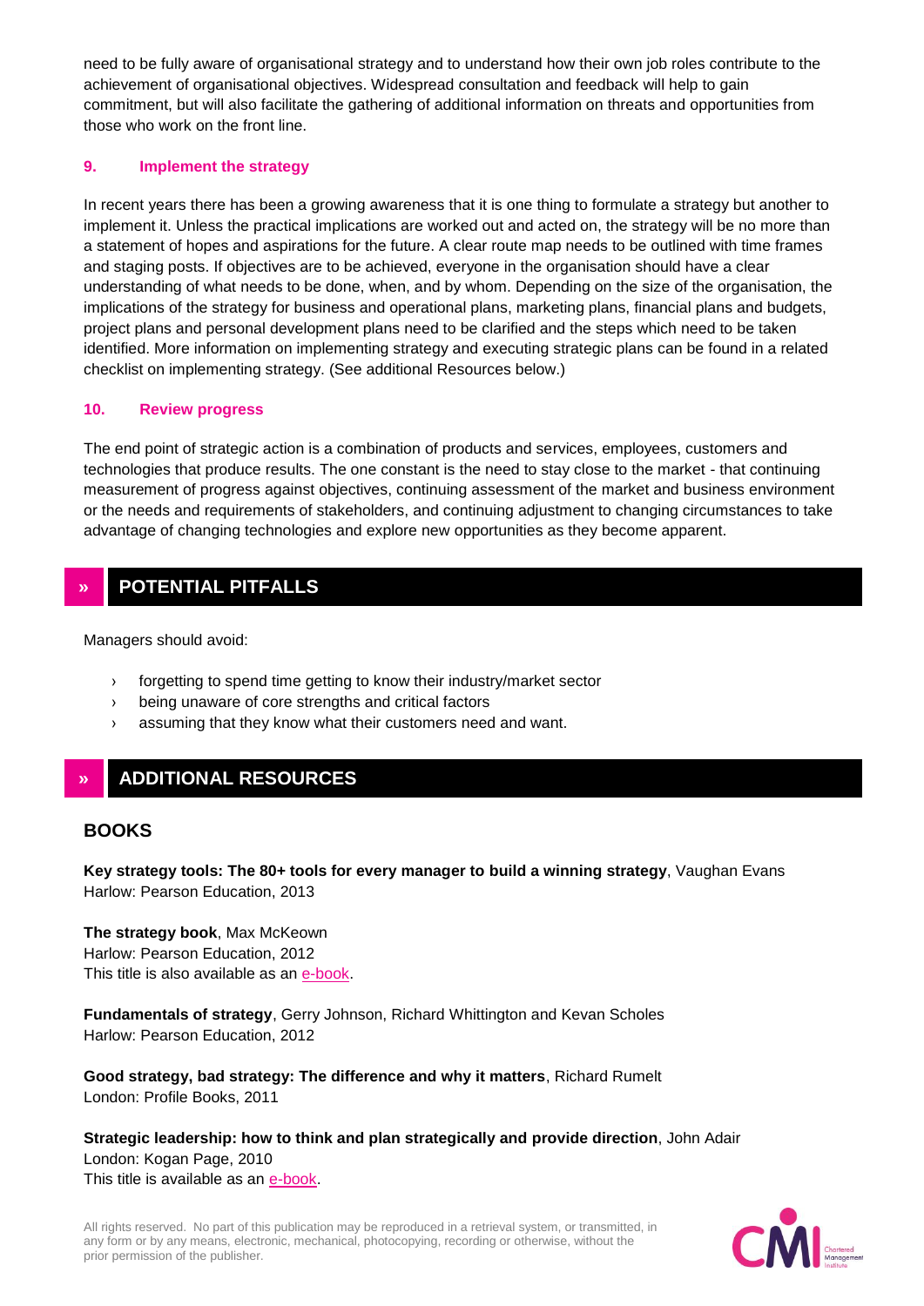need to be fully aware of organisational strategy and to understand how their own job roles contribute to the achievement of organisational objectives. Widespread consultation and feedback will help to gain commitment, but will also facilitate the gathering of additional information on threats and opportunities from those who work on the front line.

### 9. Implement the strategy

In recent years there has been a growing awareness that it is one thing to formulate a strategy but another to implement it. Unless the practical implications are worked out and acted on, the strategy will be no more than a statement of hopes and aspirations for the future. A clear route map needs to be outlined with time frames and staging posts. If objectives are to be achieved, everyone in the organisation should have a clear understanding of what needs to be done, when, and by whom. Depending on the size of the organisation, the implications of the strategy for business and operational plans, marketing plans, financial plans and budgets, project plans and personal development plans need to be clarified and the steps which need to be taken identified. More information on implementing strategy and executing strategic plans can be found in a related checklist on implementing strategy. (See additional Resources below.)

### 10. Review progress

The end point of strategic action is a combination of products and services, employees, customers and technologies that produce results. The one constant is the need to stay close to the market - that continuing measurement of progress against objectives, continuing assessment of the market and business environment or the needs and requirements of stakeholders, and continuing adjustment to changing circumstances to take advantage of changing technologies and explore new opportunities as they become apparent.

## » POTENTIAL PITFALLS

Managers should avoid:

- forgetting to spend time getting to know their industry/market sector
- being unaware of core strengths and critical factors
- assuming that they know what their customers need and want.

## » ADDITIONAL RESOURCES

### BOOKS

**Key strategy tools: The 80+ tools for every manager to build a winning strategy**, Vaughan Evans
Harlow: Pearson Education, 2013

**The strategy book**, Max McKeown
Harlow: Pearson Education, 2012
This title is also available as an e-book.

**Fundamentals of strategy**, Gerry Johnson, Richard Whittington and Kevan Scholes
Harlow: Pearson Education, 2012

**Good strategy, bad strategy: The difference and why it matters**, Richard Rumelt
London: Profile Books, 2011

**Strategic leadership: how to think and plan strategically and provide direction**, John Adair
London: Kogan Page, 2010
This title is available as an e-book.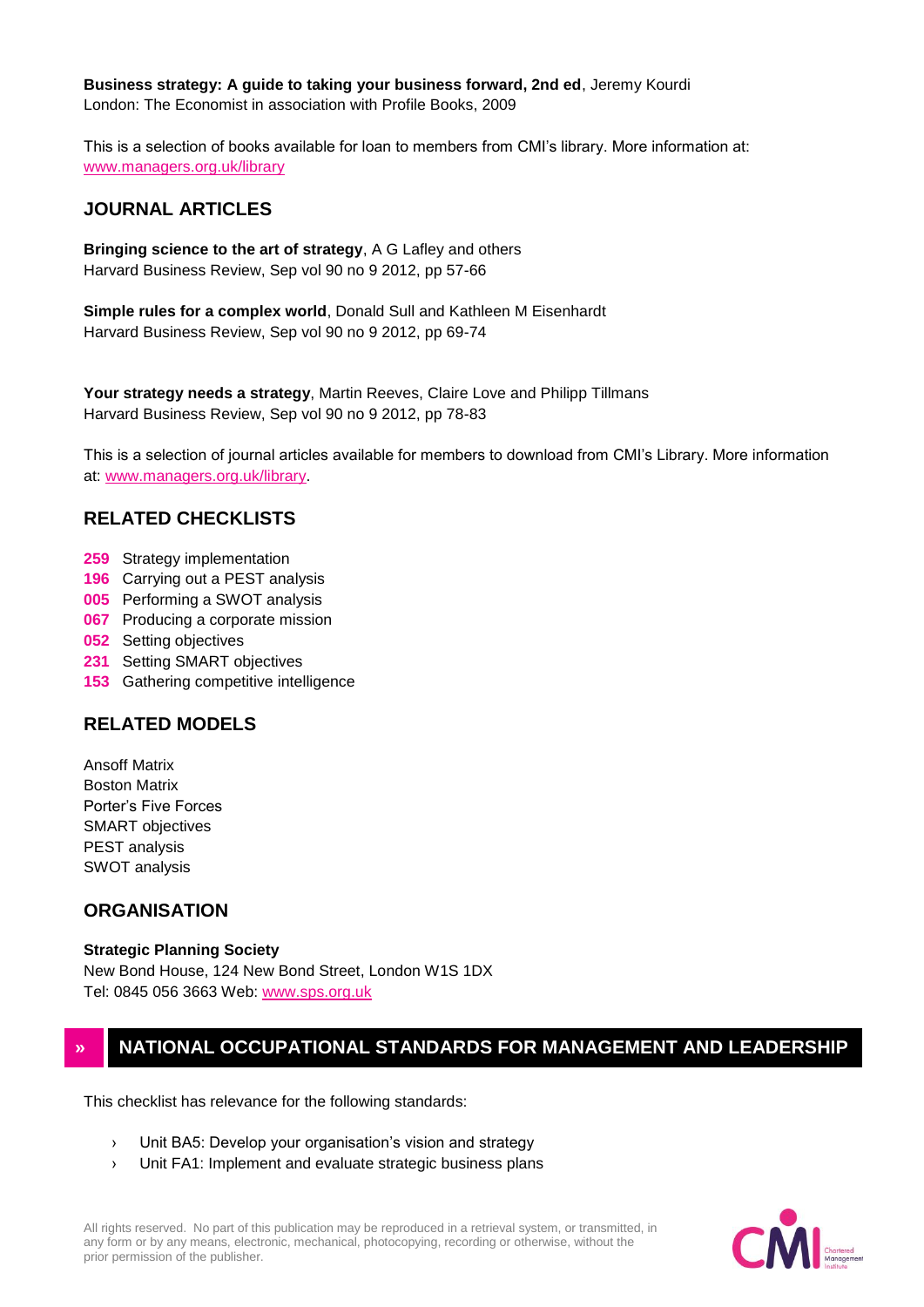**Business strategy: A guide to taking your business forward, 2nd ed**, Jeremy Kourdi
London: The Economist in association with Profile Books, 2009

This is a selection of books available for loan to members from CMI's library. More information at: www.managers.org.uk/library

## JOURNAL ARTICLES

**Bringing science to the art of strategy**, A G Lafley and others
Harvard Business Review, Sep vol 90 no 9 2012, pp 57-66

**Simple rules for a complex world**, Donald Sull and Kathleen M Eisenhardt
Harvard Business Review, Sep vol 90 no 9 2012, pp 69-74

**Your strategy needs a strategy**, Martin Reeves, Claire Love and Philipp Tillmans
Harvard Business Review, Sep vol 90 no 9 2012, pp 78-83

This is a selection of journal articles available for members to download from CMI's Library. More information at: www.managers.org.uk/library.

## RELATED CHECKLISTS

**259** Strategy implementation
**196** Carrying out a PEST analysis
**005** Performing a SWOT analysis
**067** Producing a corporate mission
**052** Setting objectives
**231** Setting SMART objectives
**153** Gathering competitive intelligence

## RELATED MODELS

Ansoff Matrix
Boston Matrix
Porter's Five Forces
SMART objectives
PEST analysis
SWOT analysis

## ORGANISATION

**Strategic Planning Society**
New Bond House, 124 New Bond Street, London W1S 1DX
Tel: 0845 056 3663 Web: www.sps.org.uk

## » NATIONAL OCCUPATIONAL STANDARDS FOR MANAGEMENT AND LEADERSHIP

This checklist has relevance for the following standards:

- Unit BA5: Develop your organisation's vision and strategy
- Unit FA1: Implement and evaluate strategic business plans

All rights reserved. No part of this publication may be reproduced in a retrieval system, or transmitted, in any form or by any means, electronic, mechanical, photocopying, recording or otherwise, without the prior permission of the publisher.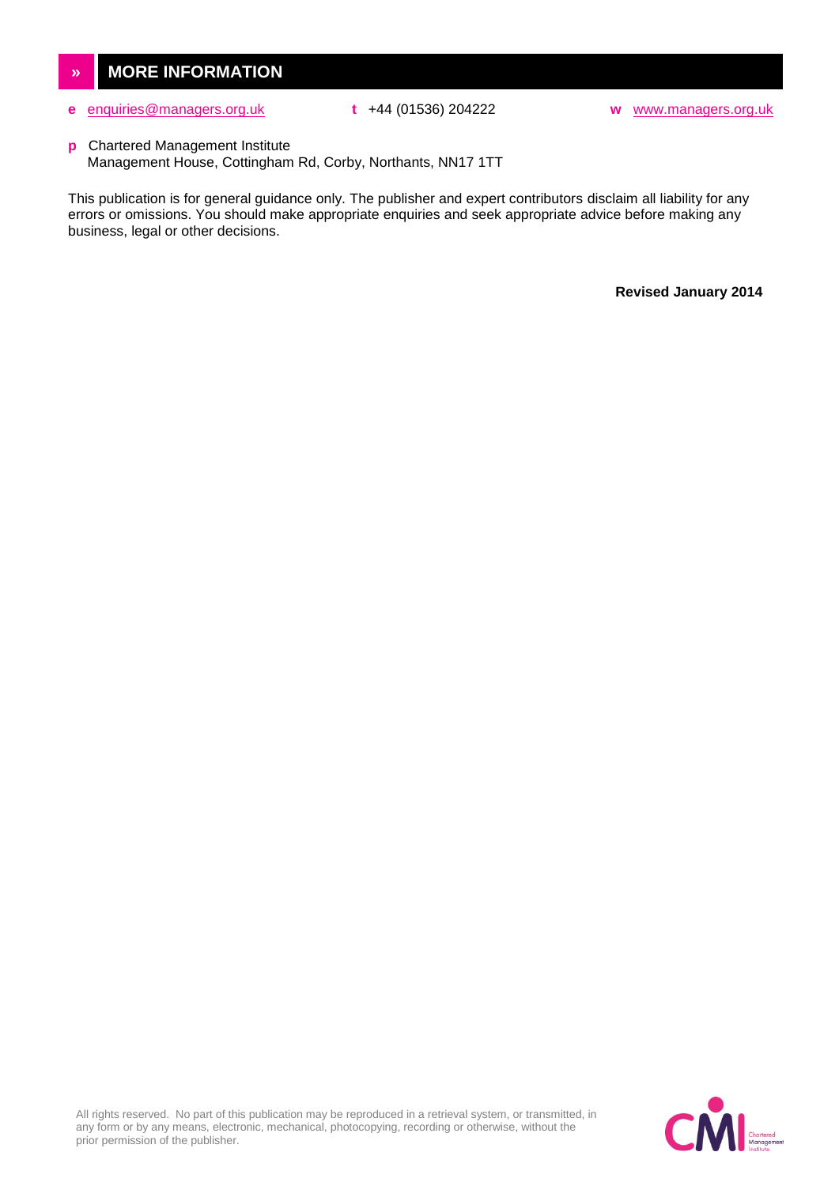## » MORE INFORMATION

**e** enquiries@managers.org.uk **t** +44 (01536) 204222 **w** www.managers.org.uk

**p** Chartered Management Institute
Management House, Cottingham Rd, Corby, Northants, NN17 1TT

This publication is for general guidance only. The publisher and expert contributors disclaim all liability for any errors or omissions. You should make appropriate enquiries and seek appropriate advice before making any business, legal or other decisions.

**Revised January 2014**

All rights reserved. No part of this publication may be reproduced in a retrieval system, or transmitted, in any form or by any means, electronic, mechanical, photocopying, recording or otherwise, without the prior permission of the publisher.